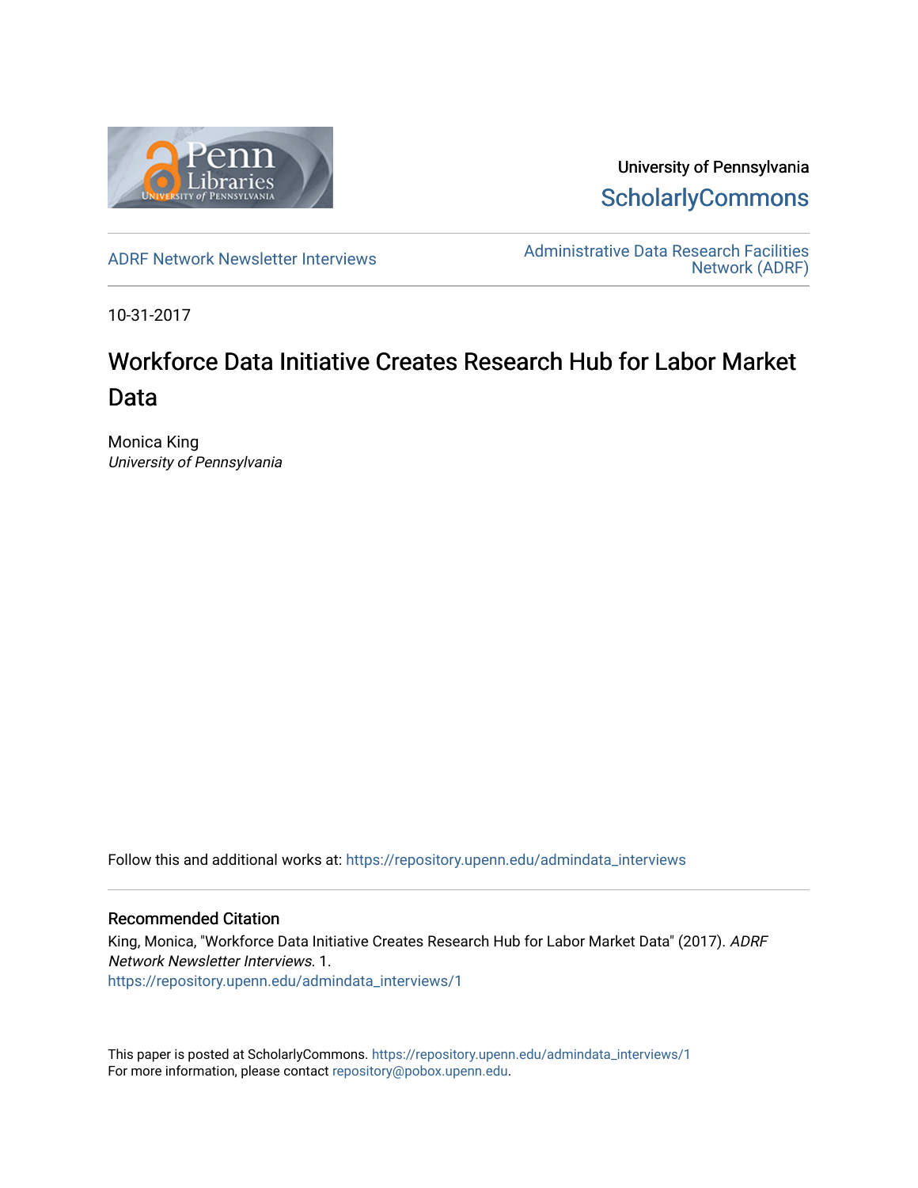University of Pennsylvania
**ScholarlyCommons**

ADRF Network Newsletter Interviews

Administrative Data Research Facilities Network (ADRF)

10-31-2017

# Workforce Data Initiative Creates Research Hub for Labor Market Data

Monica King
*University of Pennsylvania*

Follow this and additional works at: https://repository.upenn.edu/admindata_interviews

## Recommended Citation

King, Monica, "Workforce Data Initiative Creates Research Hub for Labor Market Data" (2017). *ADRF Network Newsletter Interviews*. 1.
https://repository.upenn.edu/admindata_interviews/1

This paper is posted at ScholarlyCommons. https://repository.upenn.edu/admindata_interviews/1
For more information, please contact repository@pobox.upenn.edu.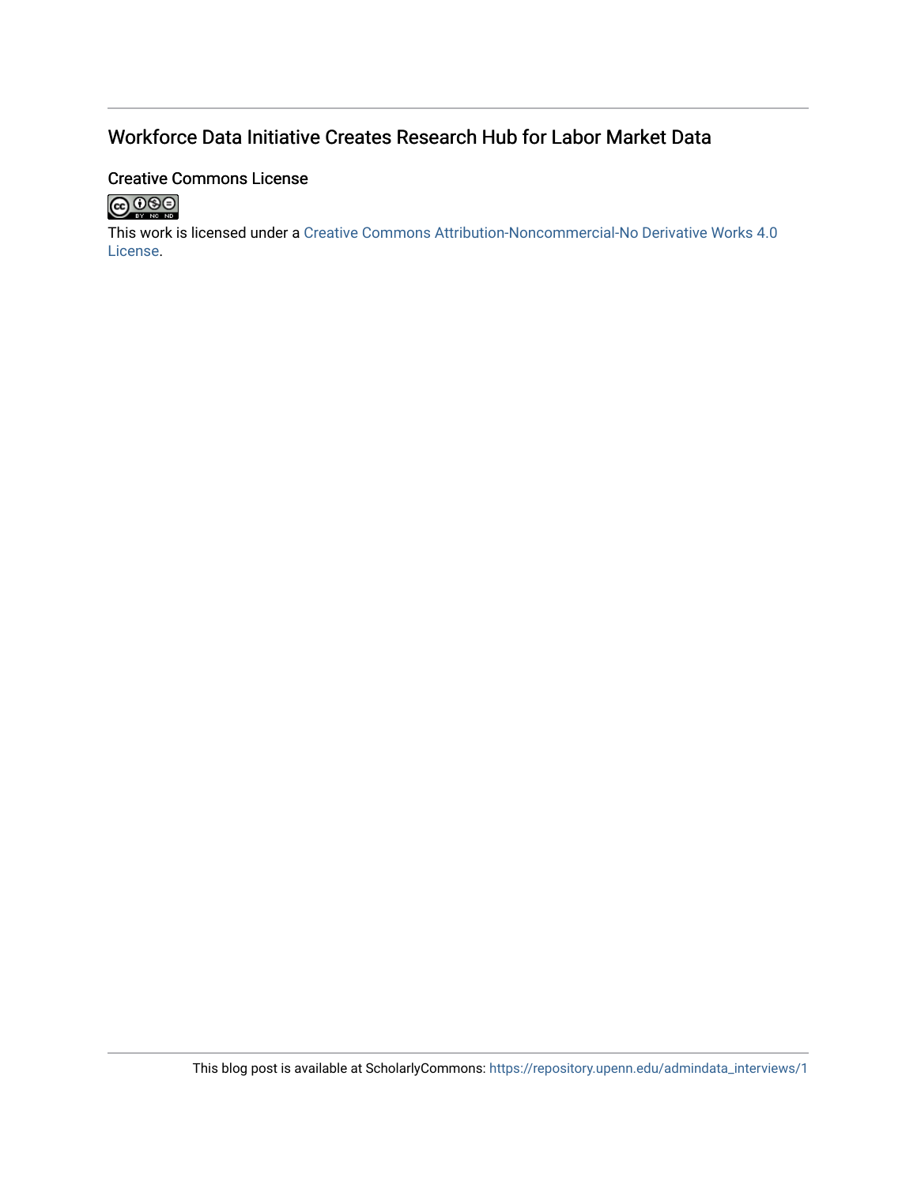## Workforce Data Initiative Creates Research Hub for Labor Market Data

### Creative Commons License

This work is licensed under a Creative Commons Attribution-Noncommercial-No Derivative Works 4.0 License.

This blog post is available at ScholarlyCommons: https://repository.upenn.edu/admindata_interviews/1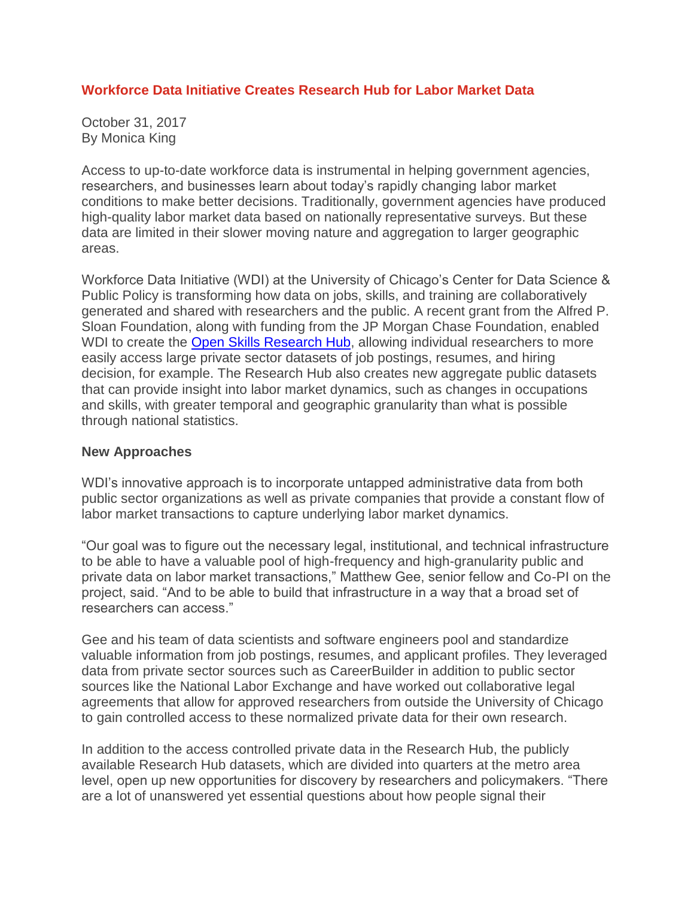## Workforce Data Initiative Creates Research Hub for Labor Market Data

October 31, 2017
By Monica King

Access to up-to-date workforce data is instrumental in helping government agencies, researchers, and businesses learn about today's rapidly changing labor market conditions to make better decisions. Traditionally, government agencies have produced high-quality labor market data based on nationally representative surveys. But these data are limited in their slower moving nature and aggregation to larger geographic areas.

Workforce Data Initiative (WDI) at the University of Chicago's Center for Data Science & Public Policy is transforming how data on jobs, skills, and training are collaboratively generated and shared with researchers and the public. A recent grant from the Alfred P. Sloan Foundation, along with funding from the JP Morgan Chase Foundation, enabled WDI to create the Open Skills Research Hub, allowing individual researchers to more easily access large private sector datasets of job postings, resumes, and hiring decision, for example. The Research Hub also creates new aggregate public datasets that can provide insight into labor market dynamics, such as changes in occupations and skills, with greater temporal and geographic granularity than what is possible through national statistics.

**New Approaches**

WDI's innovative approach is to incorporate untapped administrative data from both public sector organizations as well as private companies that provide a constant flow of labor market transactions to capture underlying labor market dynamics.

"Our goal was to figure out the necessary legal, institutional, and technical infrastructure to be able to have a valuable pool of high-frequency and high-granularity public and private data on labor market transactions," Matthew Gee, senior fellow and Co-PI on the project, said. "And to be able to build that infrastructure in a way that a broad set of researchers can access."

Gee and his team of data scientists and software engineers pool and standardize valuable information from job postings, resumes, and applicant profiles. They leveraged data from private sector sources such as CareerBuilder in addition to public sector sources like the National Labor Exchange and have worked out collaborative legal agreements that allow for approved researchers from outside the University of Chicago to gain controlled access to these normalized private data for their own research.

In addition to the access controlled private data in the Research Hub, the publicly available Research Hub datasets, which are divided into quarters at the metro area level, open up new opportunities for discovery by researchers and policymakers. "There are a lot of unanswered yet essential questions about how people signal their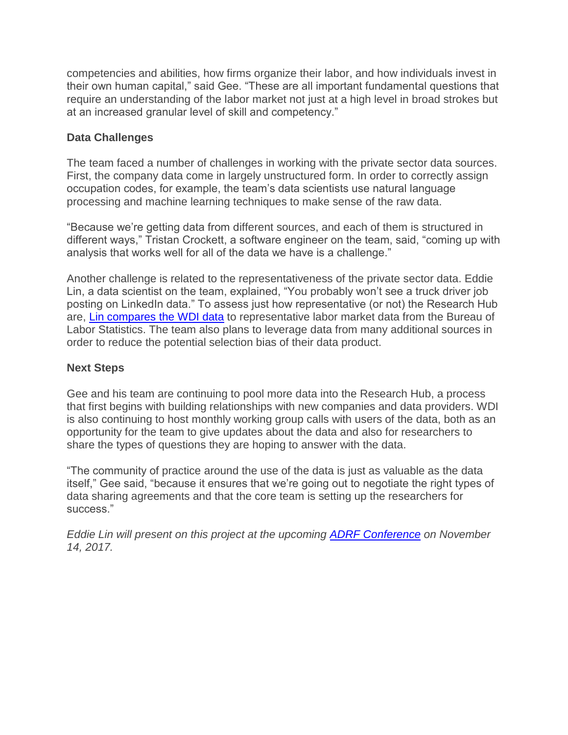competencies and abilities, how firms organize their labor, and how individuals invest in their own human capital," said Gee. "These are all important fundamental questions that require an understanding of the labor market not just at a high level in broad strokes but at an increased granular level of skill and competency."

**Data Challenges**

The team faced a number of challenges in working with the private sector data sources. First, the company data come in largely unstructured form. In order to correctly assign occupation codes, for example, the team's data scientists use natural language processing and machine learning techniques to make sense of the raw data.

"Because we're getting data from different sources, and each of them is structured in different ways," Tristan Crockett, a software engineer on the team, said, "coming up with analysis that works well for all of the data we have is a challenge."

Another challenge is related to the representativeness of the private sector data. Eddie Lin, a data scientist on the team, explained, "You probably won't see a truck driver job posting on LinkedIn data." To assess just how representative (or not) the Research Hub are, [Lin compares the WDI data]() to representative labor market data from the Bureau of Labor Statistics. The team also plans to leverage data from many additional sources in order to reduce the potential selection bias of their data product.

**Next Steps**

Gee and his team are continuing to pool more data into the Research Hub, a process that first begins with building relationships with new companies and data providers. WDI is also continuing to host monthly working group calls with users of the data, both as an opportunity for the team to give updates about the data and also for researchers to share the types of questions they are hoping to answer with the data.

"The community of practice around the use of the data is just as valuable as the data itself," Gee said, "because it ensures that we're going out to negotiate the right types of data sharing agreements and that the core team is setting up the researchers for success."

*Eddie Lin will present on this project at the upcoming [ADRF Conference]() on November 14, 2017.*